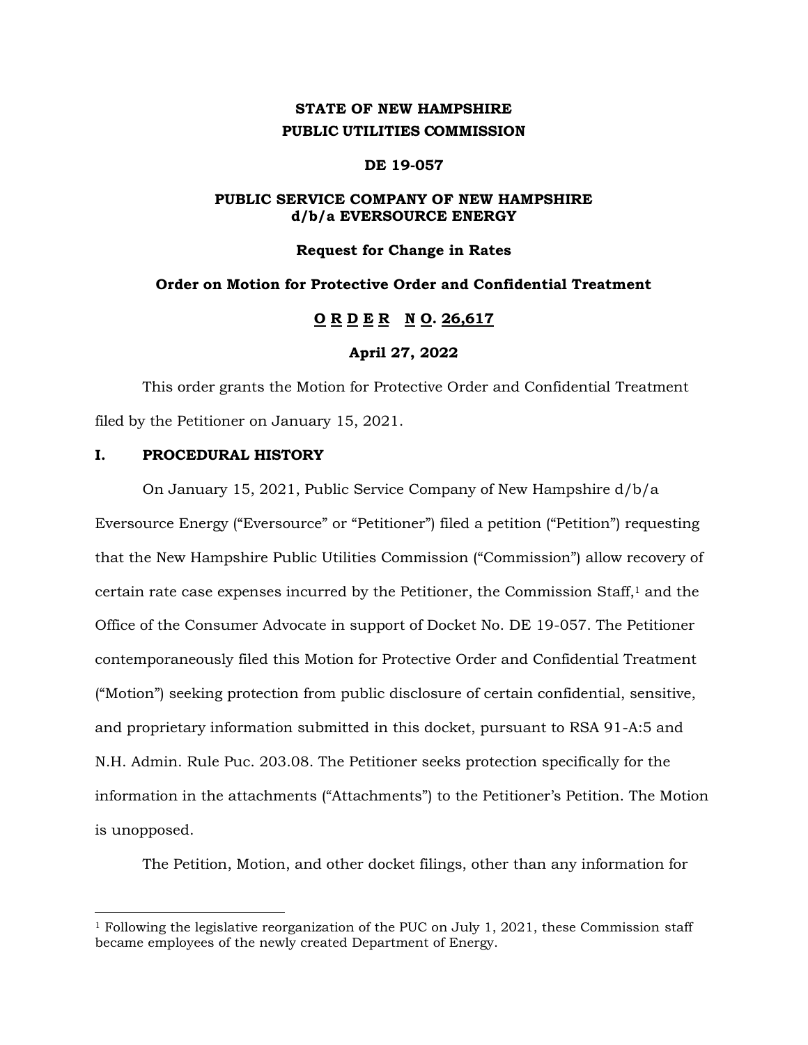**STATE OF NEW HAMPSHIRE**
**PUBLIC UTILITIES COMMISSION**

**DE 19-057**

**PUBLIC SERVICE COMPANY OF NEW HAMPSHIRE d/b/a EVERSOURCE ENERGY**

**Request for Change in Rates**

**Order on Motion for Protective Order and Confidential Treatment**

**O R D E R N O. 26,617**

**April 27, 2022**

This order grants the Motion for Protective Order and Confidential Treatment filed by the Petitioner on January 15, 2021.

## I. PROCEDURAL HISTORY

On January 15, 2021, Public Service Company of New Hampshire d/b/a Eversource Energy ("Eversource" or "Petitioner") filed a petition ("Petition") requesting that the New Hampshire Public Utilities Commission ("Commission") allow recovery of certain rate case expenses incurred by the Petitioner, the Commission Staff,[1] and the Office of the Consumer Advocate in support of Docket No. DE 19-057. The Petitioner contemporaneously filed this Motion for Protective Order and Confidential Treatment ("Motion") seeking protection from public disclosure of certain confidential, sensitive, and proprietary information submitted in this docket, pursuant to RSA 91-A:5 and N.H. Admin. Rule Puc. 203.08. The Petitioner seeks protection specifically for the information in the attachments ("Attachments") to the Petitioner's Petition. The Motion is unopposed.

The Petition, Motion, and other docket filings, other than any information for

[1] Following the legislative reorganization of the PUC on July 1, 2021, these Commission staff became employees of the newly created Department of Energy.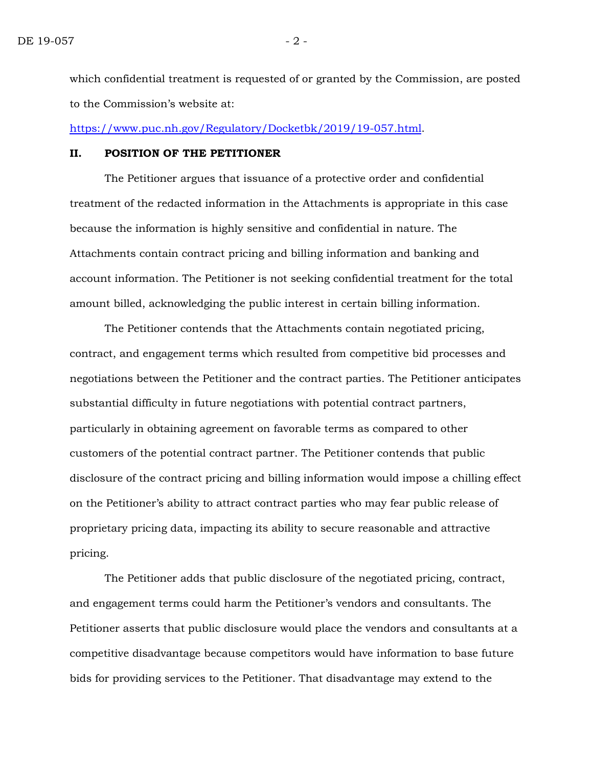which confidential treatment is requested of or granted by the Commission, are posted to the Commission's website at: https://www.puc.nh.gov/Regulatory/Docketbk/2019/19-057.html.

## II. POSITION OF THE PETITIONER

The Petitioner argues that issuance of a protective order and confidential treatment of the redacted information in the Attachments is appropriate in this case because the information is highly sensitive and confidential in nature. The Attachments contain contract pricing and billing information and banking and account information. The Petitioner is not seeking confidential treatment for the total amount billed, acknowledging the public interest in certain billing information.

The Petitioner contends that the Attachments contain negotiated pricing, contract, and engagement terms which resulted from competitive bid processes and negotiations between the Petitioner and the contract parties. The Petitioner anticipates substantial difficulty in future negotiations with potential contract partners, particularly in obtaining agreement on favorable terms as compared to other customers of the potential contract partner. The Petitioner contends that public disclosure of the contract pricing and billing information would impose a chilling effect on the Petitioner's ability to attract contract parties who may fear public release of proprietary pricing data, impacting its ability to secure reasonable and attractive pricing.

The Petitioner adds that public disclosure of the negotiated pricing, contract, and engagement terms could harm the Petitioner's vendors and consultants. The Petitioner asserts that public disclosure would place the vendors and consultants at a competitive disadvantage because competitors would have information to base future bids for providing services to the Petitioner. That disadvantage may extend to the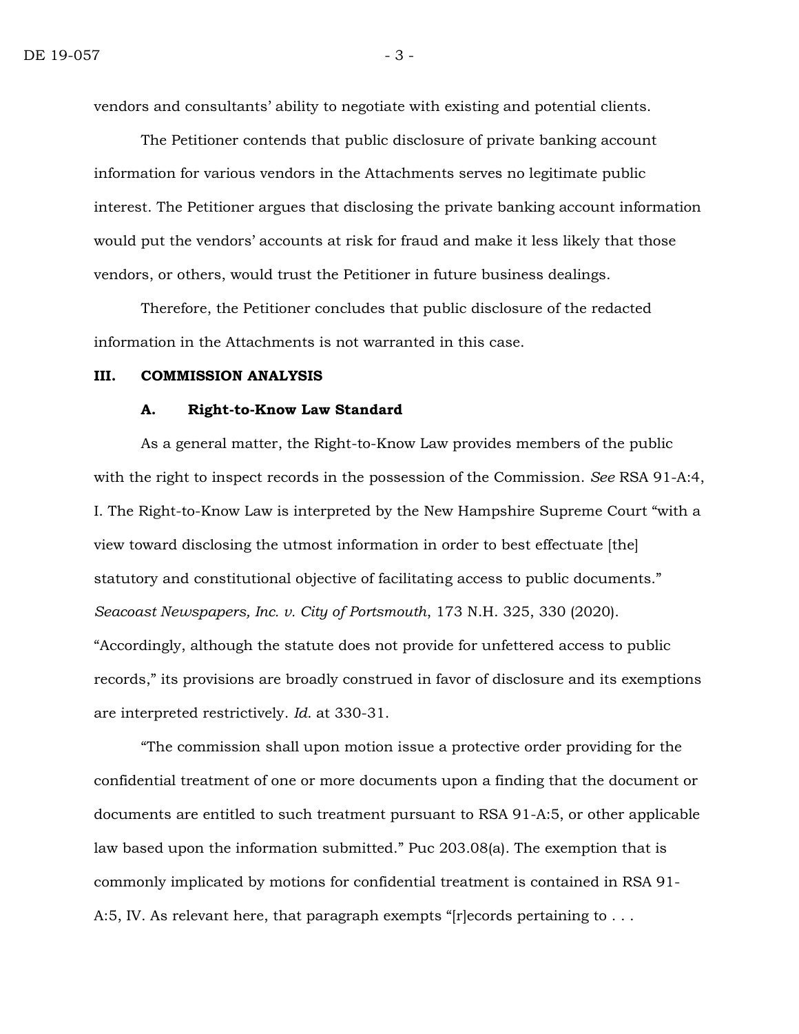vendors and consultants' ability to negotiate with existing and potential clients.

The Petitioner contends that public disclosure of private banking account information for various vendors in the Attachments serves no legitimate public interest. The Petitioner argues that disclosing the private banking account information would put the vendors' accounts at risk for fraud and make it less likely that those vendors, or others, would trust the Petitioner in future business dealings.

Therefore, the Petitioner concludes that public disclosure of the redacted information in the Attachments is not warranted in this case.

## III. COMMISSION ANALYSIS

### A. Right-to-Know Law Standard

As a general matter, the Right-to-Know Law provides members of the public with the right to inspect records in the possession of the Commission. *See* RSA 91-A:4, I. The Right-to-Know Law is interpreted by the New Hampshire Supreme Court "with a view toward disclosing the utmost information in order to best effectuate [the] statutory and constitutional objective of facilitating access to public documents." *Seacoast Newspapers, Inc. v. City of Portsmouth*, 173 N.H. 325, 330 (2020). "Accordingly, although the statute does not provide for unfettered access to public records," its provisions are broadly construed in favor of disclosure and its exemptions are interpreted restrictively. *Id.* at 330-31.

"The commission shall upon motion issue a protective order providing for the confidential treatment of one or more documents upon a finding that the document or documents are entitled to such treatment pursuant to RSA 91-A:5, or other applicable law based upon the information submitted." Puc 203.08(a). The exemption that is commonly implicated by motions for confidential treatment is contained in RSA 91-A:5, IV. As relevant here, that paragraph exempts "[r]ecords pertaining to . . .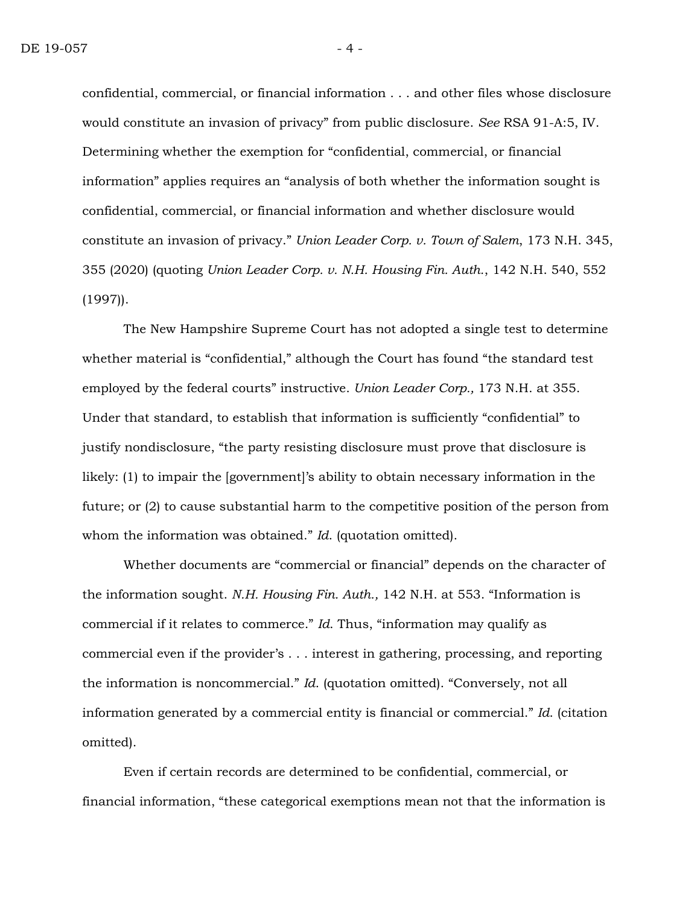confidential, commercial, or financial information . . . and other files whose disclosure would constitute an invasion of privacy" from public disclosure. *See* RSA 91-A:5, IV. Determining whether the exemption for "confidential, commercial, or financial information" applies requires an "analysis of both whether the information sought is confidential, commercial, or financial information and whether disclosure would constitute an invasion of privacy." *Union Leader Corp. v. Town of Salem*, 173 N.H. 345, 355 (2020) (quoting *Union Leader Corp. v. N.H. Housing Fin. Auth.*, 142 N.H. 540, 552 (1997)).

The New Hampshire Supreme Court has not adopted a single test to determine whether material is "confidential," although the Court has found "the standard test employed by the federal courts" instructive. *Union Leader Corp.,* 173 N.H. at 355. Under that standard, to establish that information is sufficiently "confidential" to justify nondisclosure, "the party resisting disclosure must prove that disclosure is likely: (1) to impair the [government]'s ability to obtain necessary information in the future; or (2) to cause substantial harm to the competitive position of the person from whom the information was obtained." *Id.* (quotation omitted).

Whether documents are "commercial or financial" depends on the character of the information sought. *N.H. Housing Fin. Auth.,* 142 N.H. at 553. "Information is commercial if it relates to commerce." *Id.* Thus, "information may qualify as commercial even if the provider's . . . interest in gathering, processing, and reporting the information is noncommercial." *Id.* (quotation omitted). "Conversely, not all information generated by a commercial entity is financial or commercial." *Id.* (citation omitted).

Even if certain records are determined to be confidential, commercial, or financial information, "these categorical exemptions mean not that the information is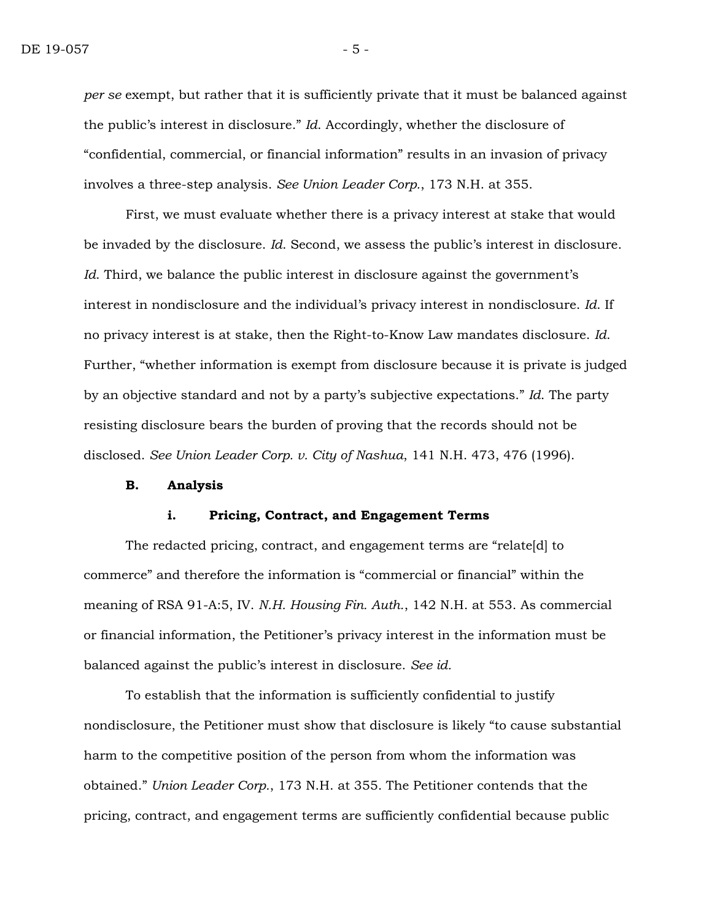*per se* exempt, but rather that it is sufficiently private that it must be balanced against the public's interest in disclosure." *Id.* Accordingly, whether the disclosure of "confidential, commercial, or financial information" results in an invasion of privacy involves a three-step analysis. *See Union Leader Corp.*, 173 N.H. at 355.

First, we must evaluate whether there is a privacy interest at stake that would be invaded by the disclosure. *Id.* Second, we assess the public's interest in disclosure. *Id.* Third, we balance the public interest in disclosure against the government's interest in nondisclosure and the individual's privacy interest in nondisclosure. *Id.* If no privacy interest is at stake, then the Right-to-Know Law mandates disclosure. *Id.* Further, "whether information is exempt from disclosure because it is private is judged by an objective standard and not by a party's subjective expectations." *Id.* The party resisting disclosure bears the burden of proving that the records should not be disclosed. *See Union Leader Corp. v. City of Nashua*, 141 N.H. 473, 476 (1996).

### B. Analysis

#### i. Pricing, Contract, and Engagement Terms

The redacted pricing, contract, and engagement terms are "relate[d] to commerce" and therefore the information is "commercial or financial" within the meaning of RSA 91-A:5, IV. *N.H. Housing Fin. Auth.*, 142 N.H. at 553. As commercial or financial information, the Petitioner's privacy interest in the information must be balanced against the public's interest in disclosure. *See id.*

To establish that the information is sufficiently confidential to justify nondisclosure, the Petitioner must show that disclosure is likely "to cause substantial harm to the competitive position of the person from whom the information was obtained." *Union Leader Corp.*, 173 N.H. at 355. The Petitioner contends that the pricing, contract, and engagement terms are sufficiently confidential because public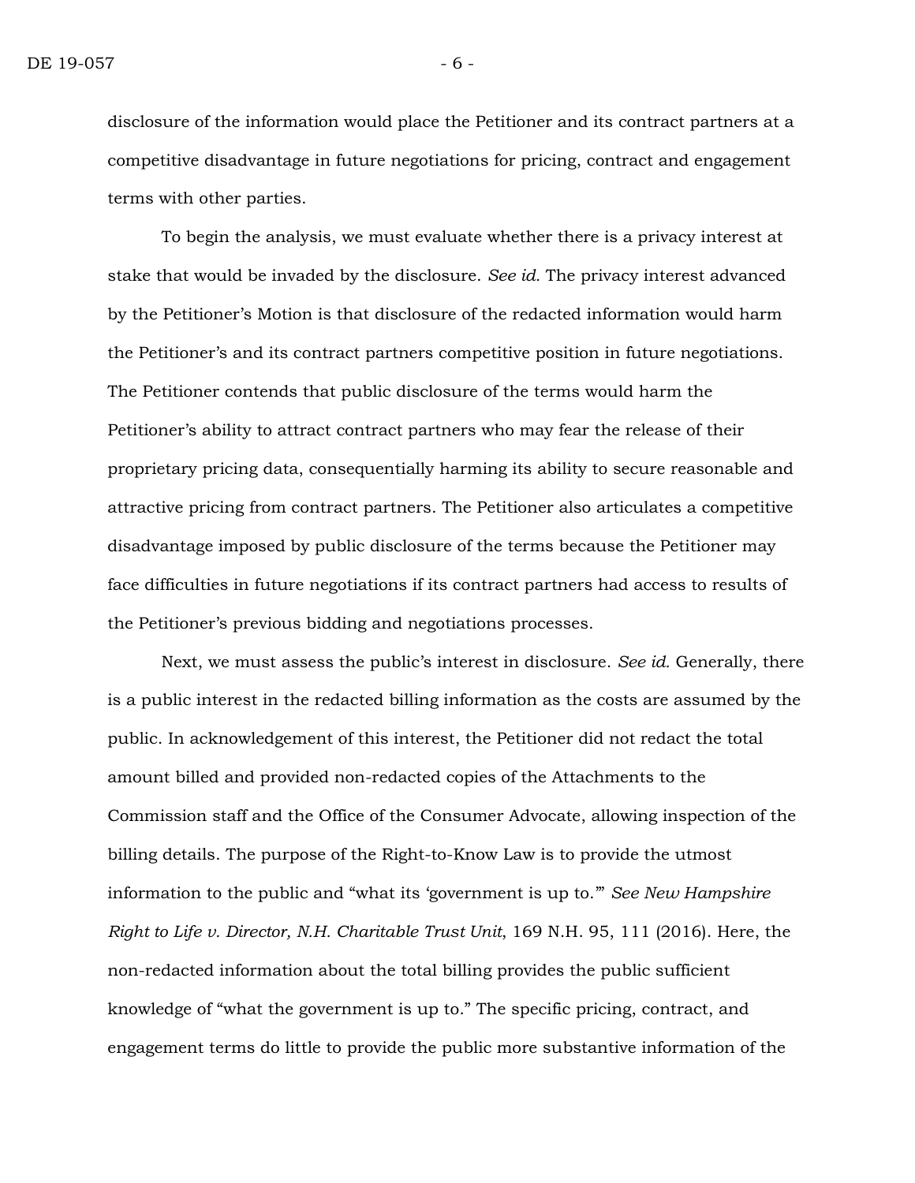disclosure of the information would place the Petitioner and its contract partners at a competitive disadvantage in future negotiations for pricing, contract and engagement terms with other parties.

To begin the analysis, we must evaluate whether there is a privacy interest at stake that would be invaded by the disclosure. *See id.* The privacy interest advanced by the Petitioner's Motion is that disclosure of the redacted information would harm the Petitioner's and its contract partners competitive position in future negotiations. The Petitioner contends that public disclosure of the terms would harm the Petitioner's ability to attract contract partners who may fear the release of their proprietary pricing data, consequentially harming its ability to secure reasonable and attractive pricing from contract partners. The Petitioner also articulates a competitive disadvantage imposed by public disclosure of the terms because the Petitioner may face difficulties in future negotiations if its contract partners had access to results of the Petitioner's previous bidding and negotiations processes.

Next, we must assess the public's interest in disclosure. *See id.* Generally, there is a public interest in the redacted billing information as the costs are assumed by the public. In acknowledgement of this interest, the Petitioner did not redact the total amount billed and provided non-redacted copies of the Attachments to the Commission staff and the Office of the Consumer Advocate, allowing inspection of the billing details. The purpose of the Right-to-Know Law is to provide the utmost information to the public and "what its 'government is up to.'" *See New Hampshire Right to Life v. Director, N.H. Charitable Trust Unit*, 169 N.H. 95, 111 (2016). Here, the non-redacted information about the total billing provides the public sufficient knowledge of "what the government is up to." The specific pricing, contract, and engagement terms do little to provide the public more substantive information of the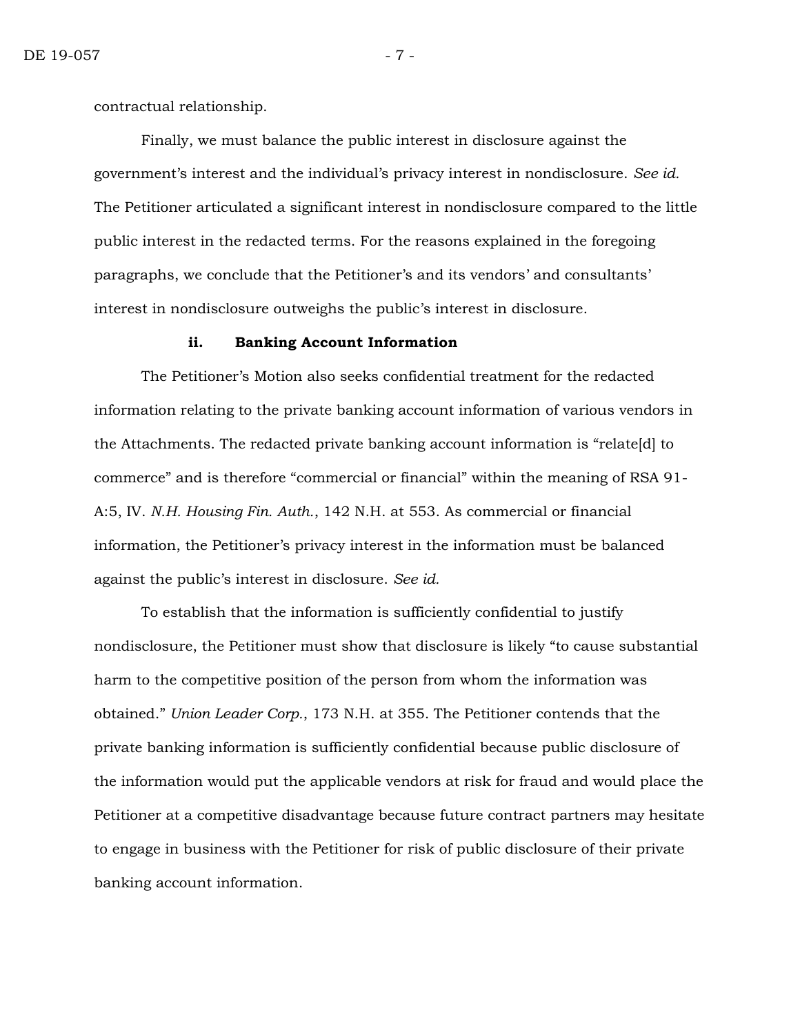contractual relationship.

Finally, we must balance the public interest in disclosure against the government's interest and the individual's privacy interest in nondisclosure. *See id.* The Petitioner articulated a significant interest in nondisclosure compared to the little public interest in the redacted terms. For the reasons explained in the foregoing paragraphs, we conclude that the Petitioner's and its vendors' and consultants' interest in nondisclosure outweighs the public's interest in disclosure.

#### ii. Banking Account Information

The Petitioner's Motion also seeks confidential treatment for the redacted information relating to the private banking account information of various vendors in the Attachments. The redacted private banking account information is "relate[d] to commerce" and is therefore "commercial or financial" within the meaning of RSA 91-A:5, IV. *N.H. Housing Fin. Auth.*, 142 N.H. at 553. As commercial or financial information, the Petitioner's privacy interest in the information must be balanced against the public's interest in disclosure. *See id.*

To establish that the information is sufficiently confidential to justify nondisclosure, the Petitioner must show that disclosure is likely "to cause substantial harm to the competitive position of the person from whom the information was obtained." *Union Leader Corp.*, 173 N.H. at 355. The Petitioner contends that the private banking information is sufficiently confidential because public disclosure of the information would put the applicable vendors at risk for fraud and would place the Petitioner at a competitive disadvantage because future contract partners may hesitate to engage in business with the Petitioner for risk of public disclosure of their private banking account information.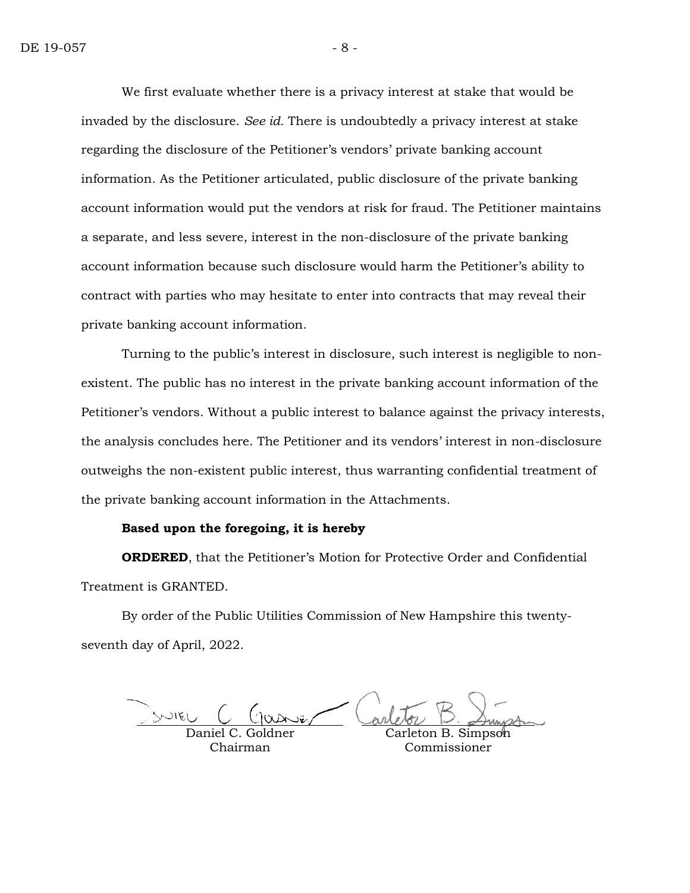We first evaluate whether there is a privacy interest at stake that would be invaded by the disclosure. *See id.* There is undoubtedly a privacy interest at stake regarding the disclosure of the Petitioner's vendors' private banking account information. As the Petitioner articulated, public disclosure of the private banking account information would put the vendors at risk for fraud. The Petitioner maintains a separate, and less severe, interest in the non-disclosure of the private banking account information because such disclosure would harm the Petitioner's ability to contract with parties who may hesitate to enter into contracts that may reveal their private banking account information.

Turning to the public's interest in disclosure, such interest is negligible to non-existent. The public has no interest in the private banking account information of the Petitioner's vendors. Without a public interest to balance against the privacy interests, the analysis concludes here. The Petitioner and its vendors' interest in non-disclosure outweighs the non-existent public interest, thus warranting confidential treatment of the private banking account information in the Attachments.

**Based upon the foregoing, it is hereby**

**ORDERED**, that the Petitioner's Motion for Protective Order and Confidential Treatment is GRANTED.

By order of the Public Utilities Commission of New Hampshire this twenty-seventh day of April, 2022.

Daniel C. Goldner
Chairman

Carleton B. Simpson
Commissioner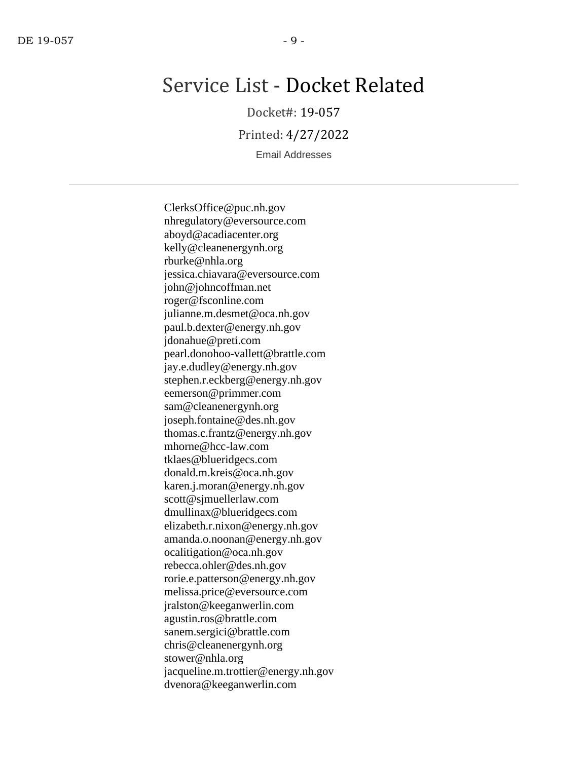# Service List - Docket Related

Docket#: 19-057

Printed: 4/27/2022

Email Addresses

---

ClerksOffice@puc.nh.gov
nhregulatory@eversource.com
aboyd@acadiacenter.org
kelly@cleanenergynh.org
rburke@nhla.org
jessica.chiavara@eversource.com
john@johncoffman.net
roger@fsconline.com
julianne.m.desmet@oca.nh.gov
paul.b.dexter@energy.nh.gov
jdonahue@preti.com
pearl.donohoo-vallett@brattle.com
jay.e.dudley@energy.nh.gov
stephen.r.eckberg@energy.nh.gov
eemerson@primmer.com
sam@cleanenergynh.org
joseph.fontaine@des.nh.gov
thomas.c.frantz@energy.nh.gov
mhorne@hcc-law.com
tklaes@blueridgecs.com
donald.m.kreis@oca.nh.gov
karen.j.moran@energy.nh.gov
scott@sjmuellerlaw.com
dmullinax@blueridgecs.com
elizabeth.r.nixon@energy.nh.gov
amanda.o.noonan@energy.nh.gov
ocalitigation@oca.nh.gov
rebecca.ohler@des.nh.gov
rorie.e.patterson@energy.nh.gov
melissa.price@eversource.com
jralston@keeganwerlin.com
agustin.ros@brattle.com
sanem.sergici@brattle.com
chris@cleanenergynh.org
stower@nhla.org
jacqueline.m.trottier@energy.nh.gov
dvenora@keeganwerlin.com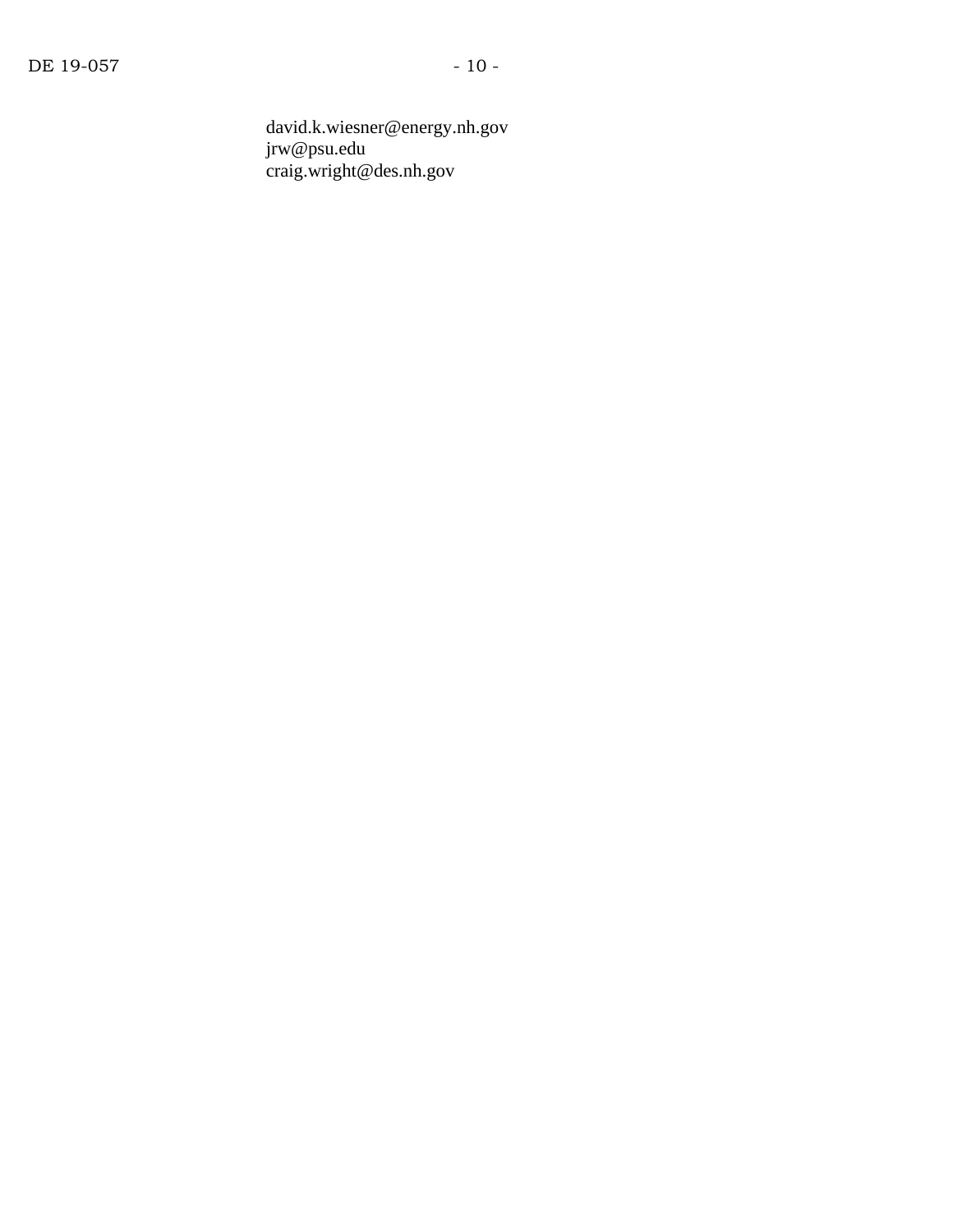david.k.wiesner@energy.nh.gov
jrw@psu.edu
craig.wright@des.nh.gov